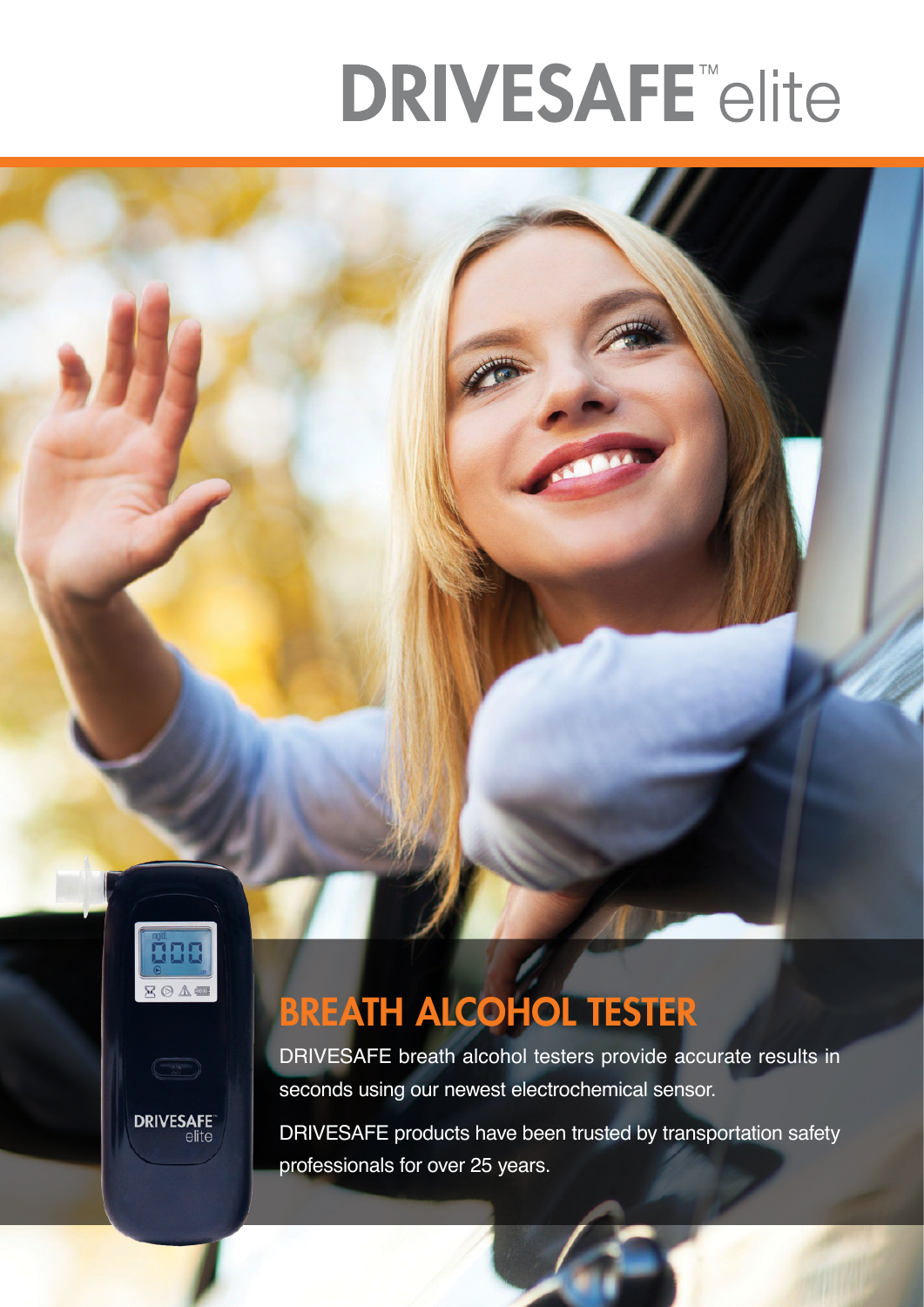# DRIVESAFE™ elite

## BREATH ALCOHOL TESTER

DRIVESAFE breath alcohol testers provide accurate results in seconds using our newest electrochemical sensor.

DRIVESAFE products have been trusted by transportation safety professionals for over 25 years.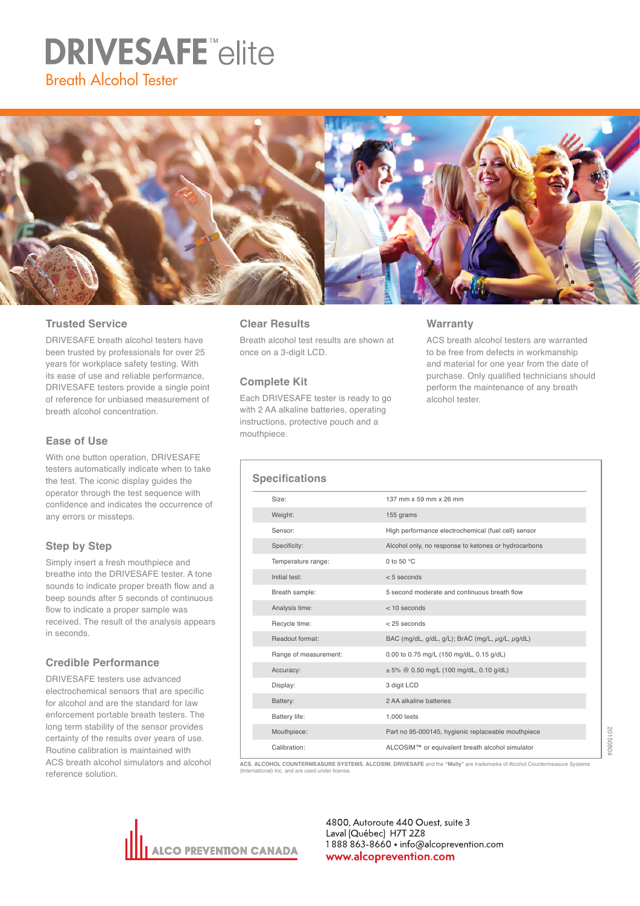# DRIVESAFE™ elite

## Breath Alcohol Tester

### Trusted Service

DRIVESAFE breath alcohol testers have been trusted by professionals for over 25 years for workplace safety testing. With its ease of use and reliable performance, DRIVESAFE testers provide a single point of reference for unbiased measurement of breath alcohol concentration.

### Ease of Use

With one button operation, DRIVESAFE testers automatically indicate when to take the test. The iconic display guides the operator through the test sequence with confidence and indicates the occurrence of any errors or missteps.

### Step by Step

Simply insert a fresh mouthpiece and breathe into the DRIVESAFE tester. A tone sounds to indicate proper breath flow and a beep sounds after 5 seconds of continuous flow to indicate a proper sample was received. The result of the analysis appears in seconds.

### Credible Performance

DRIVESAFE testers use advanced electrochemical sensors that are specific for alcohol and are the standard for law enforcement portable breath testers. The long term stability of the sensor provides certainty of the results over years of use. Routine calibration is maintained with ACS breath alcohol simulators and alcohol reference solution.

### Clear Results

Breath alcohol test results are shown at once on a 3-digit LCD.

### Complete Kit

Each DRIVESAFE tester is ready to go with 2 AA alkaline batteries, operating instructions, protective pouch and a mouthpiece.

### Warranty

ACS breath alcohol testers are warranted to be free from defects in workmanship and material for one year from the date of purchase. Only qualified technicians should perform the maintenance of any breath alcohol tester.

### Specifications

| | |
|---|---|
| Size: | 137 mm x 59 mm x 26 mm |
| Weight: | 155 grams |
| Sensor: | High performance electrochemical (fuel cell) sensor |
| Specificity: | Alcohol only, no response to ketones or hydrocarbons |
| Temperature range: | 0 to 50 °C |
| Initial test: | < 5 seconds |
| Breath sample: | 5 second moderate and continuous breath flow |
| Analysis time: | < 10 seconds |
| Recycle time: | < 25 seconds |
| Readout format: | BAC (mg/dL, g/dL, g/L); BrAC (mg/L, µg/L, µg/dL) |
| Range of measurement: | 0.00 to 0.75 mg/L (150 mg/dL, 0.15 g/dL) |
| Accuracy: | ± 5% @ 0.50 mg/L (100 mg/dL, 0.10 g/dL) |
| Display: | 3 digit LCD |
| Battery: | 2 AA alkaline batteries |
| Battery life: | 1,000 tests |
| Mouthpiece: | Part no 95-000145, hygienic replaceable mouthpiece |
| Calibration: | ALCOSIM™ or equivalent breath alcohol simulator |

**ACS**, **ALCOHOL COUNTERMEASURE SYSTEMS**, **ALCOSIM**, **DRIVESAFE** and the **"Molly"** are trademarks of Alcohol Countermeasure Systems (International) Inc. and are used under license.

20150804

ALCO PREVENTION CANADA

4800, Autoroute 440 Ouest, suite 3
Laval (Québec) H7T 2Z8
1 888 863-8660 • info@alcoprevention.com
www.alcoprevention.com